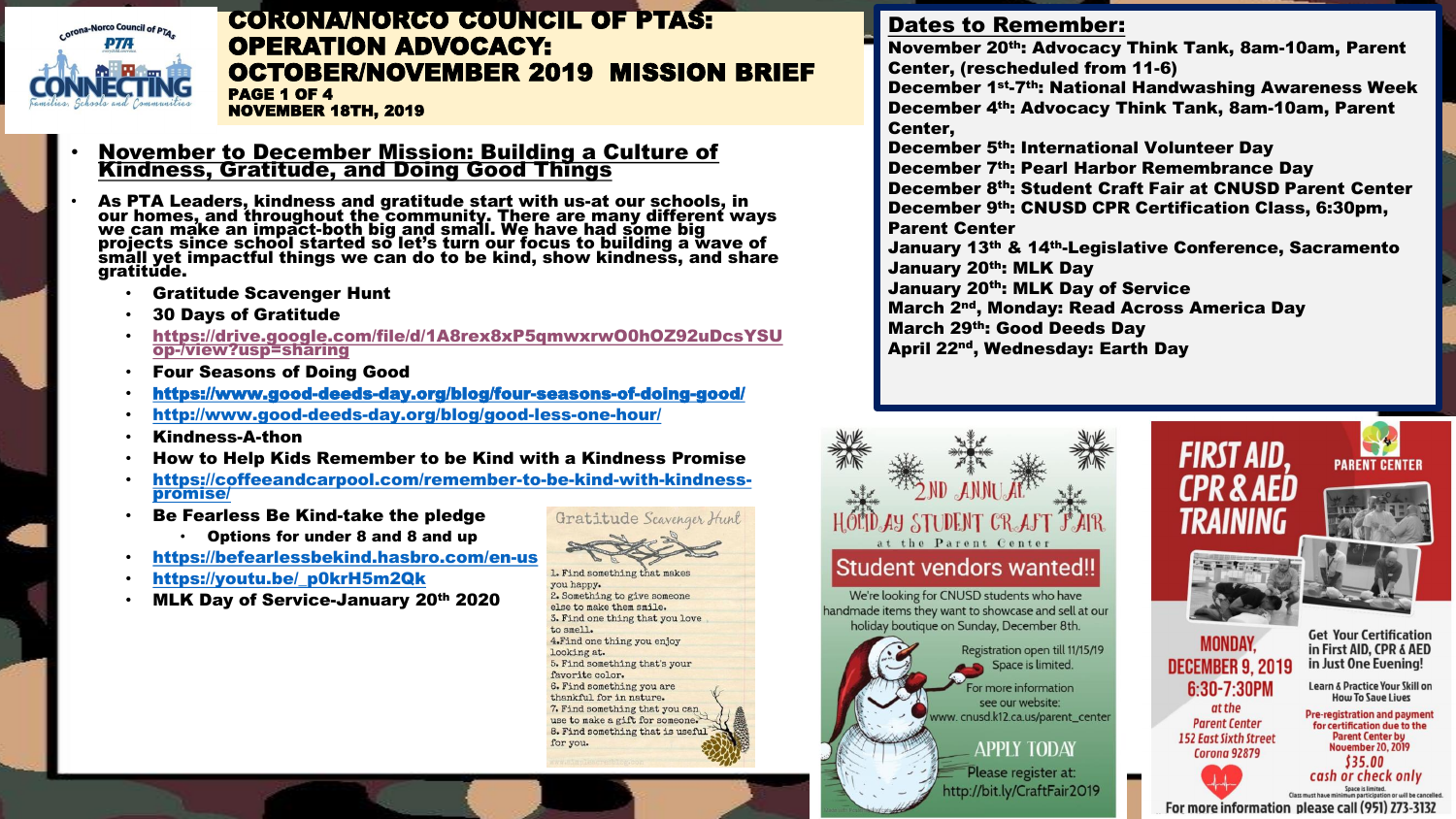# CORONA/NORCO COUNCIL OF PTAS: OPERATION ADVOCACY: OCTOBER/NOVEMBER 2019 MISSION BRIEF

**PAGE 1 OF 4**

**NOVEMBER 18TH, 2019**

## Dates to Remember:

**November 20th: Advocacy Think Tank, 8am-10am, Parent Center, (rescheduled from 11-6)**
**December 1st-7th: National Handwashing Awareness Week**
**December 4th: Advocacy Think Tank, 8am-10am, Parent Center,**
**December 5th: International Volunteer Day**
**December 7th: Pearl Harbor Remembrance Day**
**December 8th: Student Craft Fair at CNUSD Parent Center**
**December 9th: CNUSD CPR Certification Class, 6:30pm, Parent Center**
**January 13th & 14th-Legislative Conference, Sacramento**
**January 20th: MLK Day**
**January 20th: MLK Day of Service**
**March 2nd, Monday: Read Across America Day**
**March 29th: Good Deeds Day**
**April 22nd, Wednesday: Earth Day**

- **November to December Mission: Building a Culture of Kindness, Gratitude, and Doing Good Things**
- **As PTA Leaders, kindness and gratitude start with us-at our schools, in our homes, and throughout the community. There are many different ways we can make an impact-both big and small. We have had some big projects since school started so let's turn our focus to building a wave of small yet impactful things we can do to be kind, show kindness, and share gratitude.**
  - **Gratitude Scavenger Hunt**
  - **30 Days of Gratitude**
  - https://drive.google.com/file/d/1A8rex8xP5qmwxrwO0hOZ92uDcsYSUop-/view?usp=sharing
  - **Four Seasons of Doing Good**
  - https://www.good-deeds-day.org/blog/four-seasons-of-doing-good/
  - http://www.good-deeds-day.org/blog/good-less-one-hour/
  - **Kindness-A-thon**
  - **How to Help Kids Remember to be Kind with a Kindness Promise**
  - https://coffeeandcarpool.com/remember-to-be-kind-with-kindness-promise/
  - **Be Fearless Be Kind-take the pledge**
    - **Options for under 8 and 8 and up**
  - https://befearlessbekind.hasbro.com/en-us
  - https://youtu.be/_p0krH5m2Qk
  - **MLK Day of Service-January 20th 2020**

### Gratitude Scavenger Hunt

1. Find something that makes you happy.
2. Something to give someone else to make them smile.
3. Find one thing that you love to smell.
4. Find one thing you enjoy looking at.
5. Find something that's your favorite color.
6. Find something you are thankful for in nature.
7. Find something that you can use to make a gift for someone.
8. Find something that is useful for you.

### 2ND ANNUAL HOLIDAY STUDENT CRAFT FAIR at the Parent Center

**Student vendors wanted!!**

We're looking for CNUSD students who have handmade items they want to showcase and sell at our holiday boutique on Sunday, December 8th.

Registration open till 11/15/19
Space is limited.

For more information see our website: www.cnusd.k12.ca.us/parent_center

APPLY TODAY
Please register at: http://bit.ly/CraftFair2019

### FIRST AID, CPR & AED TRAINING

PARENT CENTER

**MONDAY, DECEMBER 9, 2019**
**6:30-7:30PM**
at the Parent Center
152 East Sixth Street
Corona 92879

Get Your Certification in First AID, CPR & AED in Just One Evening!

Learn & Practice Your Skill on How To Save Lives

Pre-registration and payment for certification due to the Parent Center by November 20, 2019

$35.00
cash or check only

Space is limited.
Class must have minimum participation or will be cancelled.

For more information please call (951) 273-3132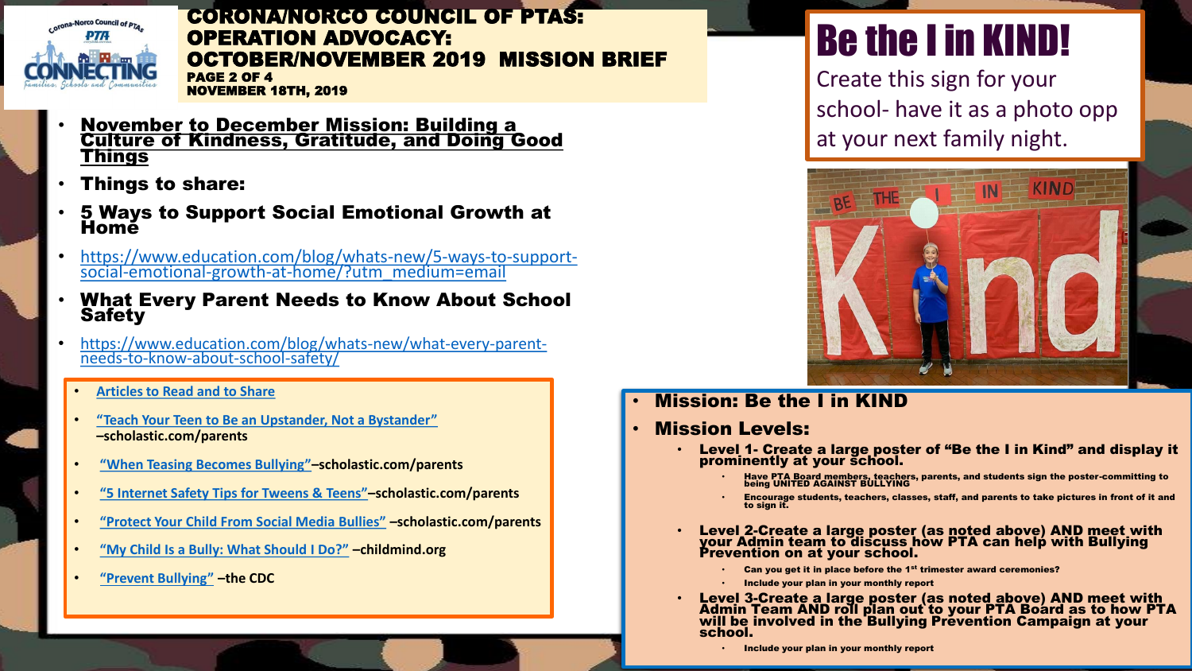# CORONA/NORCO COUNCIL OF PTAS: OPERATION ADVOCACY: OCTOBER/NOVEMBER 2019 MISSION BRIEF

**PAGE 2 OF 4**
**NOVEMBER 18TH, 2019**

- **November to December Mission: Building a Culture of Kindness, Gratitude, and Doing Good Things**
- **Things to share:**
- **5 Ways to Support Social Emotional Growth at Home**
- https://www.education.com/blog/whats-new/5-ways-to-support-social-emotional-growth-at-home/?utm_medium=email
- **What Every Parent Needs to Know About School Safety**
- https://www.education.com/blog/whats-new/what-every-parent-needs-to-know-about-school-safety/

- Articles to Read and to Share
- "Teach Your Teen to Be an Upstander, Not a Bystander" –scholastic.com/parents
- "When Teasing Becomes Bullying"–scholastic.com/parents
- "5 Internet Safety Tips for Tweens & Teens"–scholastic.com/parents
- "Protect Your Child From Social Media Bullies" –scholastic.com/parents
- "My Child Is a Bully: What Should I Do?" –childmind.org
- "Prevent Bullying" –the CDC

## Be the I in KIND!

Create this sign for your school- have it as a photo opp at your next family night.

- **Mission: Be the I in KIND**
- **Mission Levels:**
  - **Level 1- Create a large poster of "Be the I in Kind" and display it prominently at your school.**
    - Have PTA Board members, teachers, parents, and students sign the poster-committing to being UNITED AGAINST BULLYING
    - Encourage students, teachers, classes, staff, and parents to take pictures in front of it and to sign it.
  - **Level 2-Create a large poster (as noted above) AND meet with your Admin team to discuss how PTA can help with Bullying Prevention on at your school.**
    - Can you get it in place before the 1st trimester award ceremonies?
    - Include your plan in your monthly report
  - **Level 3-Create a large poster (as noted above) AND meet with Admin Team AND roll plan out to your PTA Board as to how PTA will be involved in the Bullying Prevention Campaign at your school.**
    - Include your plan in your monthly report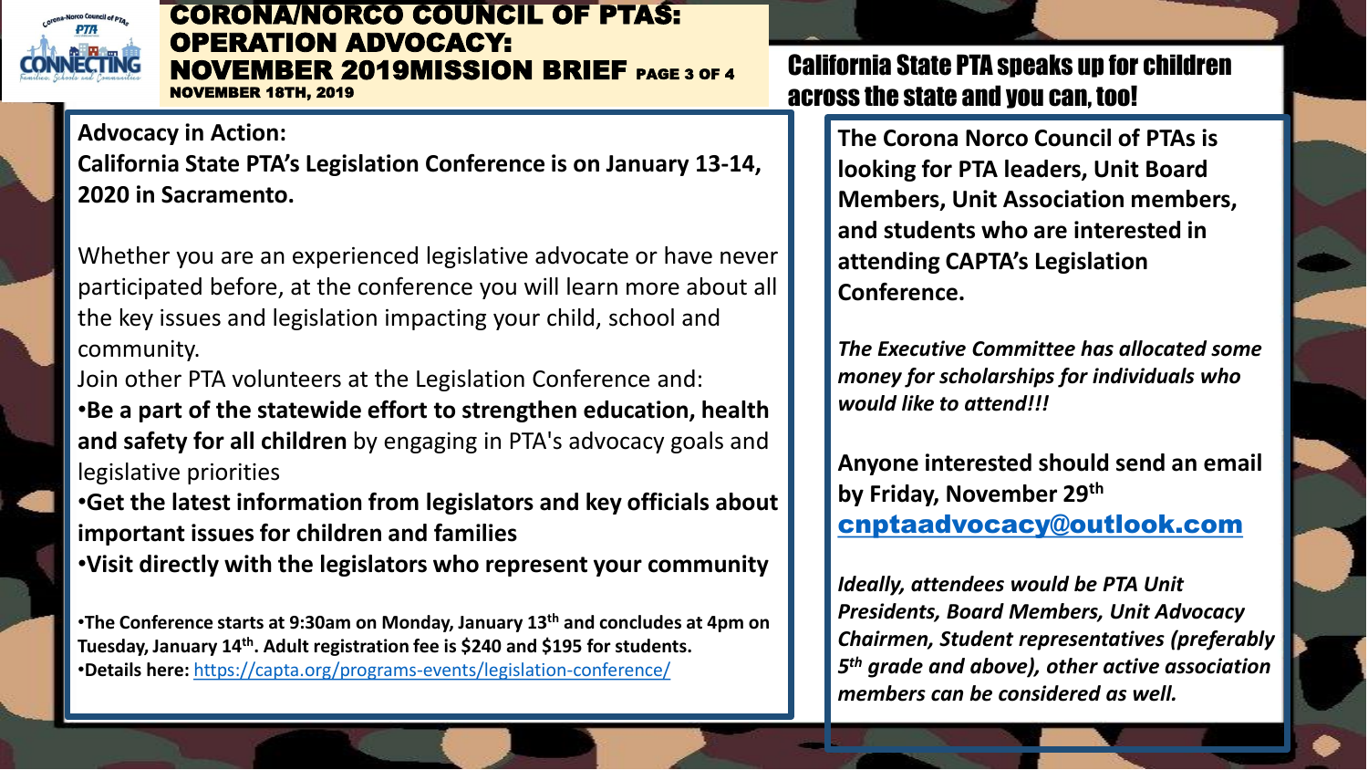# CORONA/NORCO COUNCIL OF PTAS: OPERATION ADVOCACY: NOVEMBER 2019MISSION BRIEF

**NOVEMBER 18TH, 2019**

**Advocacy in Action:**
**California State PTA's Legislation Conference is on January 13-14, 2020 in Sacramento.**

Whether you are an experienced legislative advocate or have never participated before, at the conference you will learn more about all the key issues and legislation impacting your child, school and community.

Join other PTA volunteers at the Legislation Conference and:

- **Be a part of the statewide effort to strengthen education, health and safety for all children** by engaging in PTA's advocacy goals and legislative priorities
- **Get the latest information from legislators and key officials about important issues for children and families**
- **Visit directly with the legislators who represent your community**

- **The Conference starts at 9:30am on Monday, January 13th and concludes at 4pm on Tuesday, January 14th. Adult registration fee is $240 and $195 for students.**
- **Details here:** https://capta.org/programs-events/legislation-conference/

## California State PTA speaks up for children across the state and you can, too!

**The Corona Norco Council of PTAs is looking for PTA leaders, Unit Board Members, Unit Association members, and students who are interested in attending CAPTA's Legislation Conference.**

***The Executive Committee has allocated some money for scholarships for individuals who would like to attend!!!***

**Anyone interested should send an email by Friday, November 29th** **cnptaadvocacy@outlook.com**

***Ideally, attendees would be PTA Unit Presidents, Board Members, Unit Advocacy Chairmen, Student representatives (preferably 5th grade and above), other active association members can be considered as well.***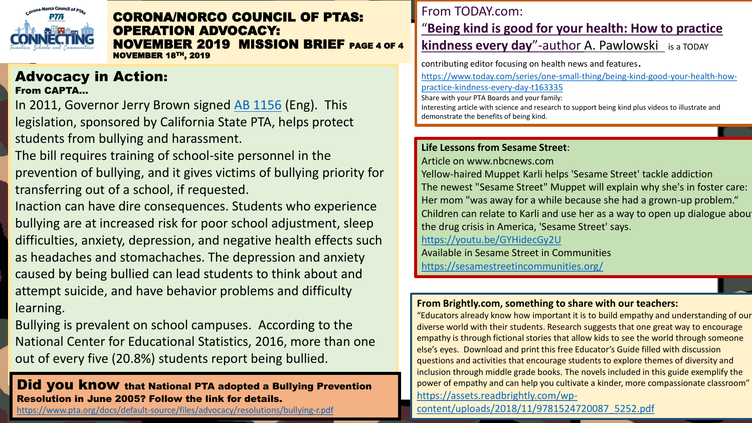# CORONA/NORCO COUNCIL OF PTAS: OPERATION ADVOCACY: NOVEMBER 2019 MISSION BRIEF

**NOVEMBER 18TH, 2019**

## Advocacy in Action:

**From CAPTA…**

In 2011, Governor Jerry Brown signed AB 1156 (Eng). This legislation, sponsored by California State PTA, helps protect students from bullying and harassment.

The bill requires training of school-site personnel in the prevention of bullying, and it gives victims of bullying priority for transferring out of a school, if requested.

Inaction can have dire consequences. Students who experience bullying are at increased risk for poor school adjustment, sleep difficulties, anxiety, depression, and negative health effects such as headaches and stomachaches. The depression and anxiety caused by being bullied can lead students to think about and attempt suicide, and have behavior problems and difficulty learning.

Bullying is prevalent on school campuses. According to the National Center for Educational Statistics, 2016, more than one out of every five (20.8%) students report being bullied.

**Did you know that National PTA adopted a Bullying Prevention Resolution in June 2005? Follow the link for details.**

https://www.pta.org/docs/default-source/files/advocacy/resolutions/bullying-r.pdf

---

From TODAY.com:

**"Being kind is good for your health: How to practice kindness every day"**-author A. Pawlowski is a TODAY contributing editor focusing on health news and features.

https://www.today.com/series/one-small-thing/being-kind-good-your-health-how-practice-kindness-every-day-t163335

Share with your PTA Boards and your family:

Interesting article with science and research to support being kind plus videos to illustrate and demonstrate the benefits of being kind.

---

**Life Lessons from Sesame Street**:

Article on www.nbcnews.com

Yellow-haired Muppet Karli helps 'Sesame Street' tackle addiction

The newest "Sesame Street" Muppet will explain why she's in foster care: Her mom "was away for a while because she had a grown-up problem."

Children can relate to Karli and use her as a way to open up dialogue about the drug crisis in America, 'Sesame Street' says.

https://youtu.be/GYHidecGy2U

Available in Sesame Street in Communities

https://sesamestreetincommunities.org/

---

**From Brightly.com, something to share with our teachers:**

"Educators already know how important it is to build empathy and understanding of our diverse world with their students. Research suggests that one great way to encourage empathy is through fictional stories that allow kids to see the world through someone else's eyes. Download and print this free Educator's Guide filled with discussion questions and activities that encourage students to explore themes of diversity and inclusion through middle grade books. The novels included in this guide exemplify the power of empathy and can help you cultivate a kinder, more compassionate classroom"

https://assets.readbrightly.com/wp-content/uploads/2018/11/9781524720087_5252.pdf